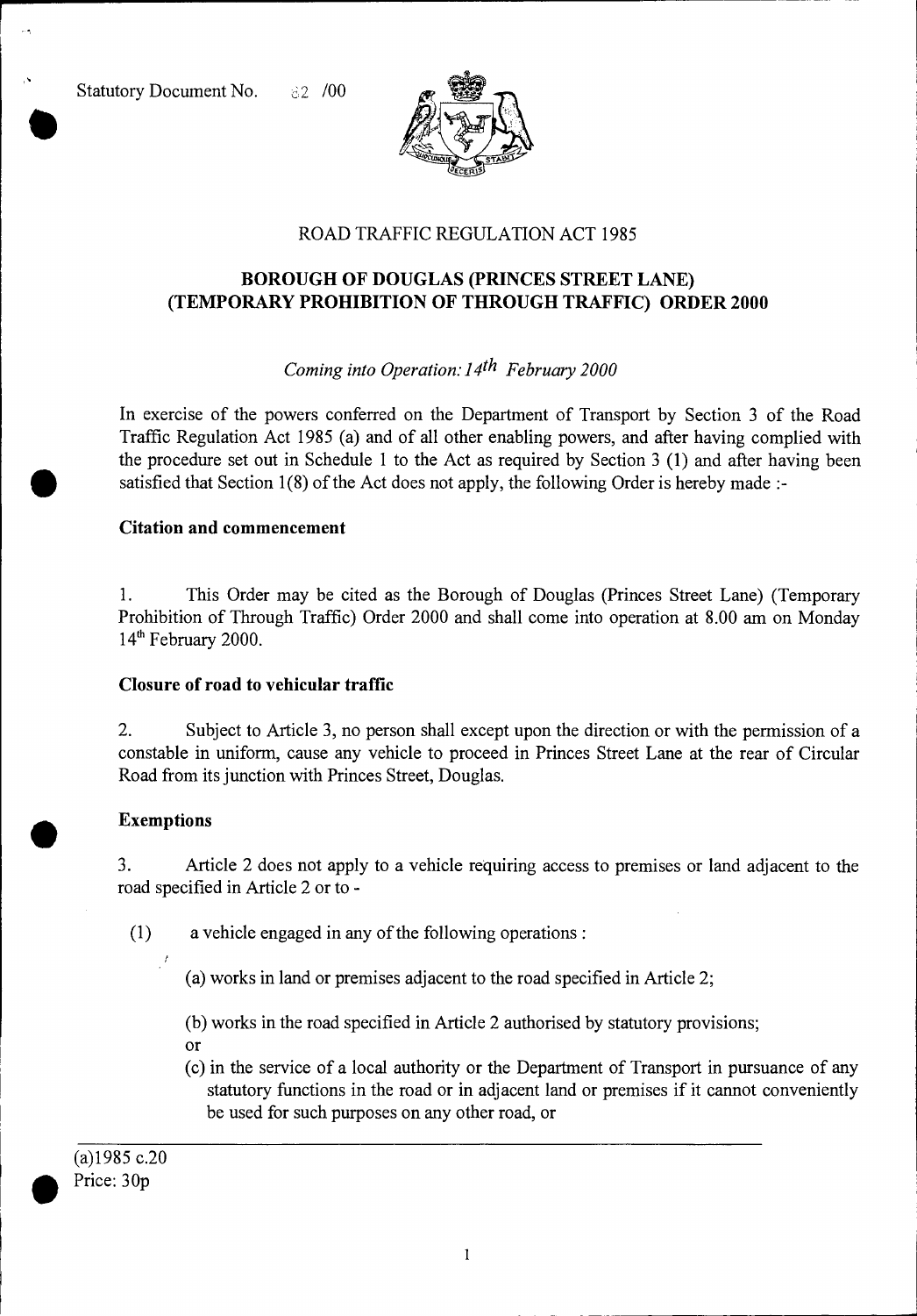Statutory Document No. 82 /00

ROAD TRAFFIC REGULATION ACT 1985

**BOROUGH OF DOUGLAS (PRINCES STREET LANE) (TEMPORARY PROHIBITION OF THROUGH TRAFFIC) ORDER 2000**

*Coming into Operation: 14th February 2000*

In exercise of the powers conferred on the Department of Transport by Section 3 of the Road Traffic Regulation Act 1985 (a) and of all other enabling powers, and after having complied with the procedure set out in Schedule 1 to the Act as required by Section 3 (1) and after having been satisfied that Section 1(8) of the Act does not apply, the following Order is hereby made :-

**Citation and commencement**

1. This Order may be cited as the Borough of Douglas (Princes Street Lane) (Temporary Prohibition of Through Traffic) Order 2000 and shall come into operation at 8.00 am on Monday 14th February 2000.

**Closure of road to vehicular traffic**

2. Subject to Article 3, no person shall except upon the direction or with the permission of a constable in uniform, cause any vehicle to proceed in Princes Street Lane at the rear of Circular Road from its junction with Princes Street, Douglas.

**Exemptions**

3. Article 2 does not apply to a vehicle requiring access to premises or land adjacent to the road specified in Article 2 or to -

(1) a vehicle engaged in any of the following operations :

(a) works in land or premises adjacent to the road specified in Article 2;

(b) works in the road specified in Article 2 authorised by statutory provisions; or

(c) in the service of a local authority or the Department of Transport in pursuance of any statutory functions in the road or in adjacent land or premises if it cannot conveniently be used for such purposes on any other road, or

---

(a)1985 c.20

Price: 30p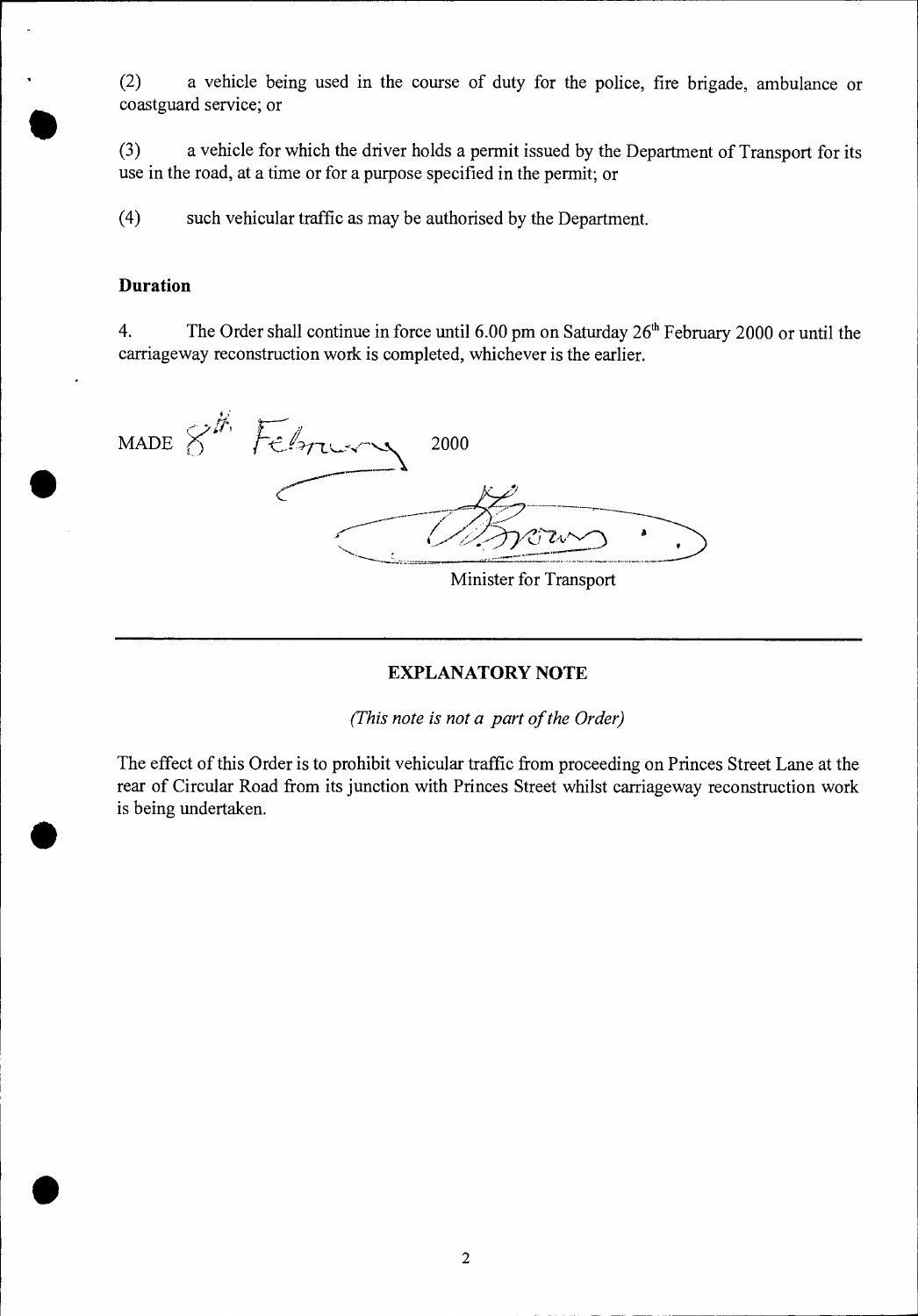(2) a vehicle being used in the course of duty for the police, fire brigade, ambulance or coastguard service; or

(3) a vehicle for which the driver holds a permit issued by the Department of Transport for its use in the road, at a time or for a purpose specified in the permit; or

(4) such vehicular traffic as may be authorised by the Department.

**Duration**

4. The Order shall continue in force until 6.00 pm on Saturday 26th February 2000 or until the carriageway reconstruction work is completed, whichever is the earlier.

MADE 8th February 2000

Minister for Transport

---

**EXPLANATORY NOTE**

*(This note is not a part of the Order)*

The effect of this Order is to prohibit vehicular traffic from proceeding on Princes Street Lane at the rear of Circular Road from its junction with Princes Street whilst carriageway reconstruction work is being undertaken.